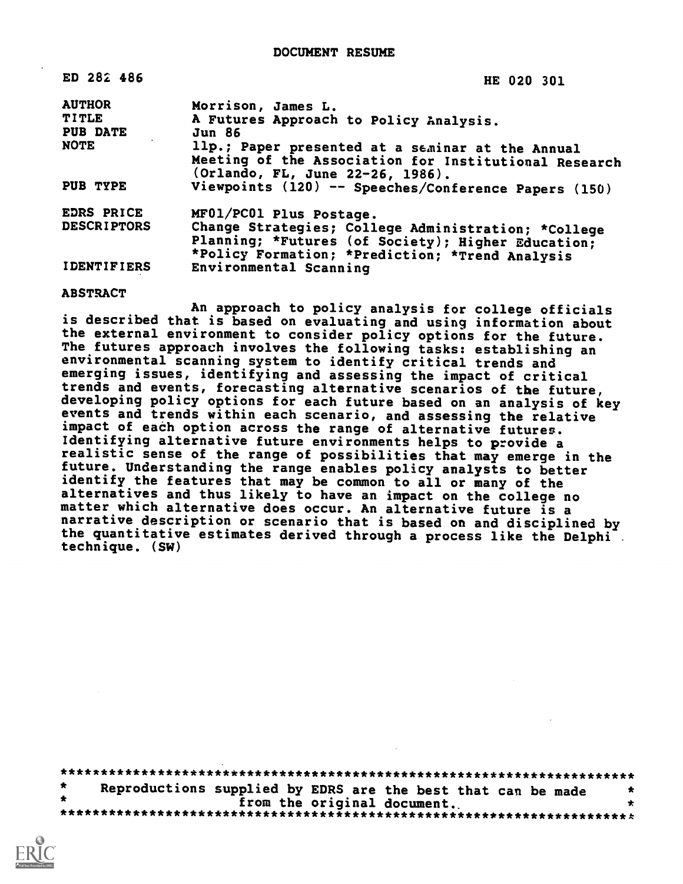# DOCUMENT RESUME

| | |
|---|---|
| ED 282 486 | HE 020 301 |
| AUTHOR | Morrison, James L. |
| TITLE | A Futures Approach to Policy Analysis. |
| PUB DATE | Jun 86 |
| NOTE | 11p.; Paper presented at a seminar at the Annual Meeting of the Association for Institutional Research (Orlando, FL, June 22-26, 1986). |
| PUB TYPE | Viewpoints (120) -- Speeches/Conference Papers (150) |
| EDRS PRICE | MF01/PC01 Plus Postage. |
| DESCRIPTORS | Change Strategies; College Administration; *College Planning; *Futures (of Society); Higher Education; *Policy Formation; *Prediction; *Trend Analysis |
| IDENTIFIERS | Environmental Scanning |

## ABSTRACT

An approach to policy analysis for college officials is described that is based on evaluating and using information about the external environment to consider policy options for the future. The futures approach involves the following tasks: establishing an environmental scanning system to identify critical trends and emerging issues, identifying and assessing the impact of critical trends and events, forecasting alternative scenarios of the future, developing policy options for each future based on an analysis of key events and trends within each scenario, and assessing the relative impact of each option across the range of alternative futures. Identifying alternative future environments helps to provide a realistic sense of the range of possibilities that may emerge in the future. Understanding the range enables policy analysts to better identify the features that may be common to all or many of the alternatives and thus likely to have an impact on the college no matter which alternative does occur. An alternative future is a narrative description or scenario that is based on and disciplined by the quantitative estimates derived through a process like the Delphi technique. (SW)

***********************************************************************
* Reproductions supplied by EDRS are the best that can be made *
* from the original document. *
***********************************************************************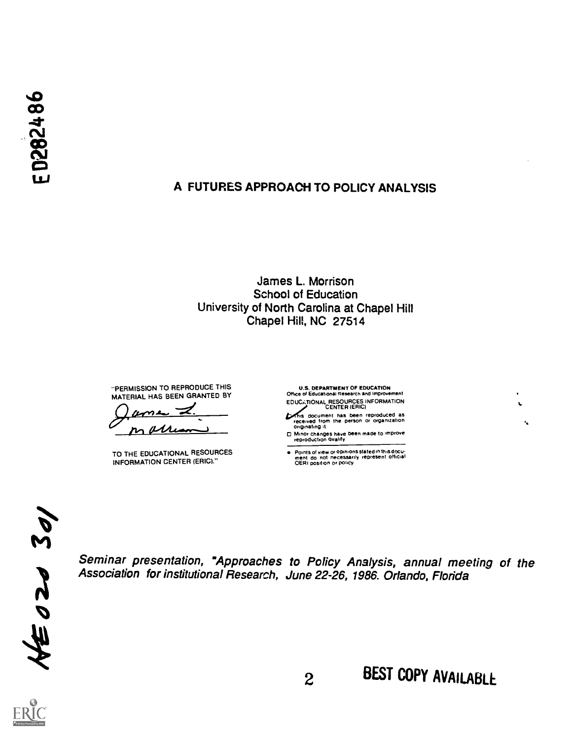# A FUTURES APPROACH TO POLICY ANALYSIS

James L. Morrison
School of Education
University of North Carolina at Chapel Hill
Chapel Hill, NC 27514

"PERMISSION TO REPRODUCE THIS MATERIAL HAS BEEN GRANTED BY

James L. Morrison

TO THE EDUCATIONAL RESOURCES INFORMATION CENTER (ERIC)."

U.S. DEPARTMENT OF EDUCATION
Office of Educational Research and Improvement
EDUCATIONAL RESOURCES INFORMATION CENTER (ERIC)

- This document has been reproduced as received from the person or organization originating it.
- Minor changes have been made to improve reproduction quality.
- Points of view or opinions stated in this document do not necessarily represent official OERI position or policy.

*Seminar presentation, "Approaches to Policy Analysis, annual meeting of the Association for institutional Research, June 22-26, 1986. Orlando, Florida*

BEST COPY AVAILABLE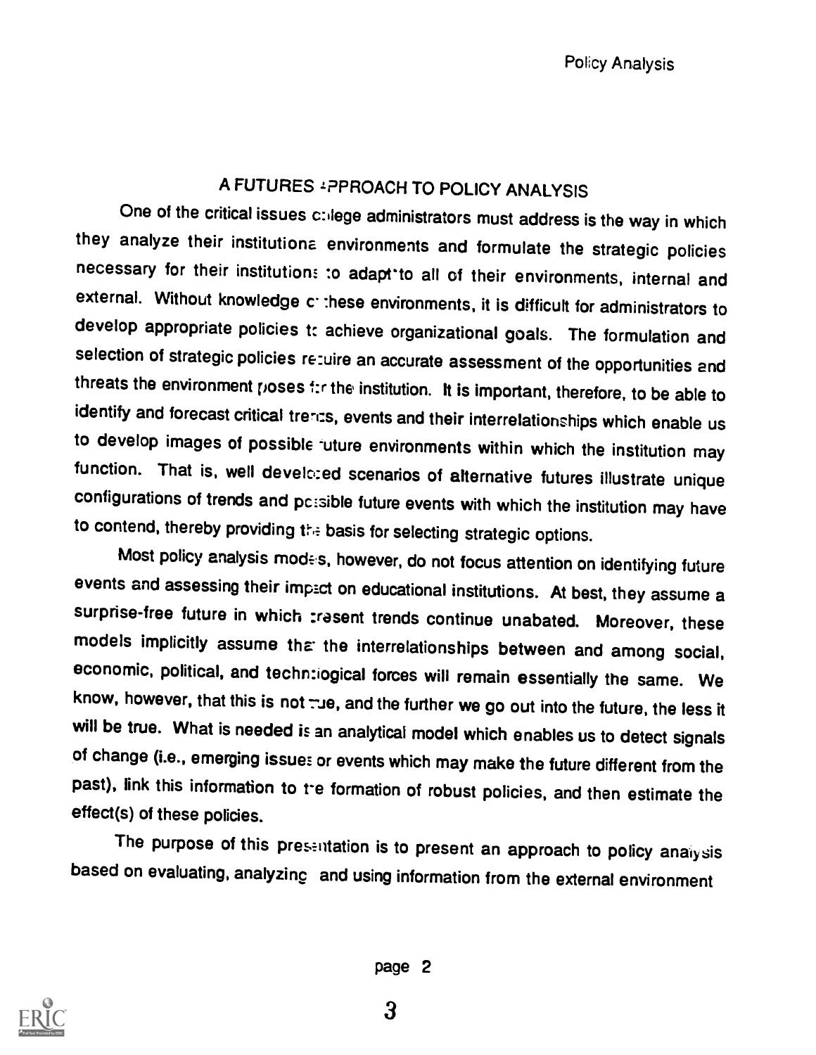## A FUTURES APPROACH TO POLICY ANALYSIS

One of the critical issues college administrators must address is the way in which they analyze their institutional environments and formulate the strategic policies necessary for their institutions to adapt to all of their environments, internal and external. Without knowledge of these environments, it is difficult for administrators to develop appropriate policies to achieve organizational goals. The formulation and selection of strategic policies require an accurate assessment of the opportunities and threats the environment poses for the institution. It is important, therefore, to be able to identify and forecast critical trends, events and their interrelationships which enable us to develop images of possible future environments within which the institution may function. That is, well developed scenarios of alternative futures illustrate unique configurations of trends and possible future events with which the institution may have to contend, thereby providing the basis for selecting strategic options.

Most policy analysis models, however, do not focus attention on identifying future events and assessing their impact on educational institutions. At best, they assume a surprise-free future in which present trends continue unabated. Moreover, these models implicitly assume that the interrelationships between and among social, economic, political, and technological forces will remain essentially the same. We know, however, that this is not true, and the further we go out into the future, the less it will be true. What is needed is an analytical model which enables us to detect signals of change (i.e., emerging issues or events which may make the future different from the past), link this information to the formation of robust policies, and then estimate the effect(s) of these policies.

The purpose of this presentation is to present an approach to policy analysis based on evaluating, analyzing and using information from the external environment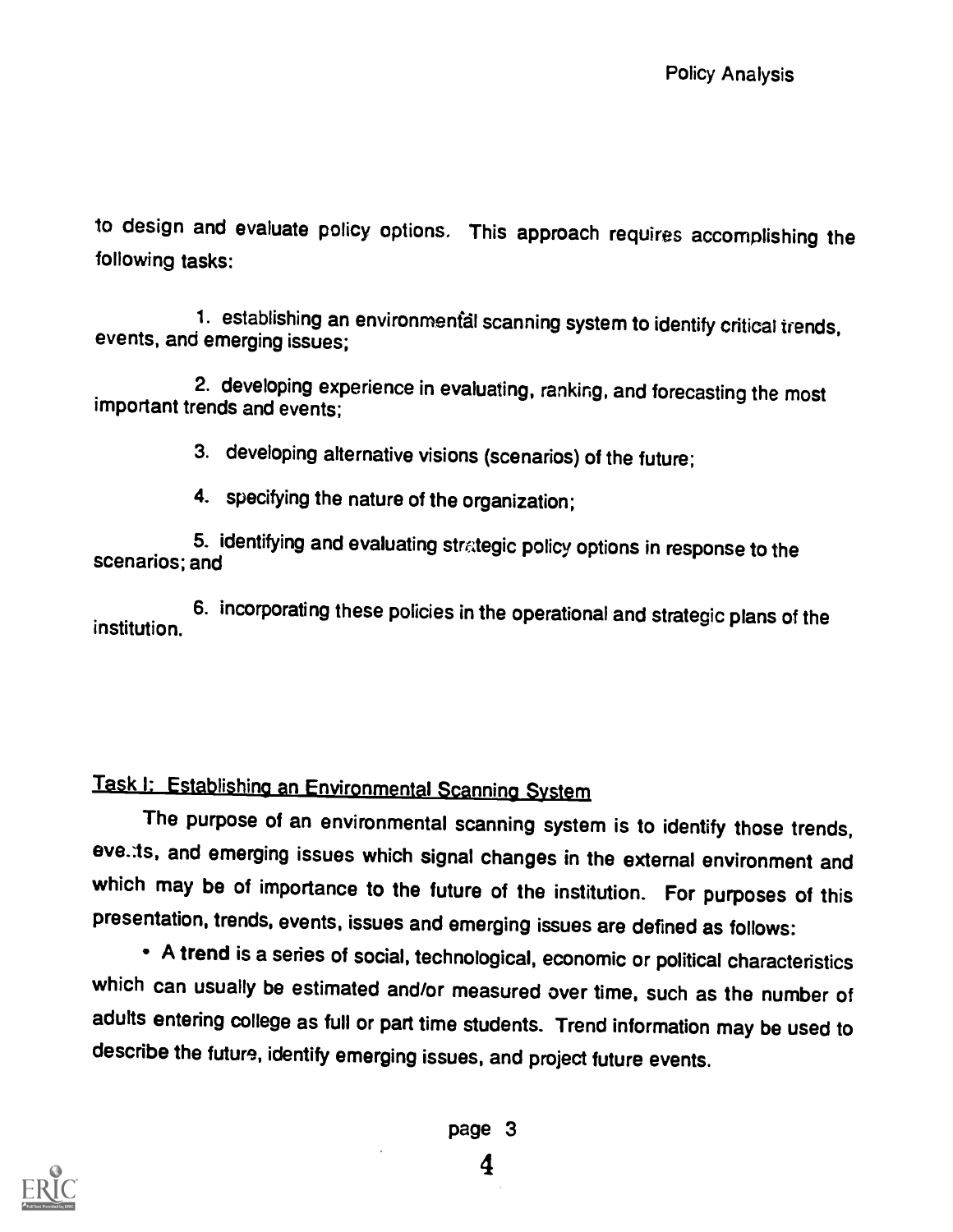to design and evaluate policy options. This approach requires accomplishing the following tasks:

1. establishing an environmental scanning system to identify critical trends, events, and emerging issues;

2. developing experience in evaluating, ranking, and forecasting the most important trends and events;

3. developing alternative visions (scenarios) of the future;

4. specifying the nature of the organization;

5. identifying and evaluating strategic policy options in response to the scenarios; and

6. incorporating these policies in the operational and strategic plans of the institution.

<u>Task I: Establishing an Environmental Scanning System</u>

The purpose of an environmental scanning system is to identify those trends, events, and emerging issues which signal changes in the external environment and which may be of importance to the future of the institution. For purposes of this presentation, trends, events, issues and emerging issues are defined as follows:

• A **trend** is a series of social, technological, economic or political characteristics which can usually be estimated and/or measured over time, such as the number of adults entering college as full or part time students. Trend information may be used to describe the future, identify emerging issues, and project future events.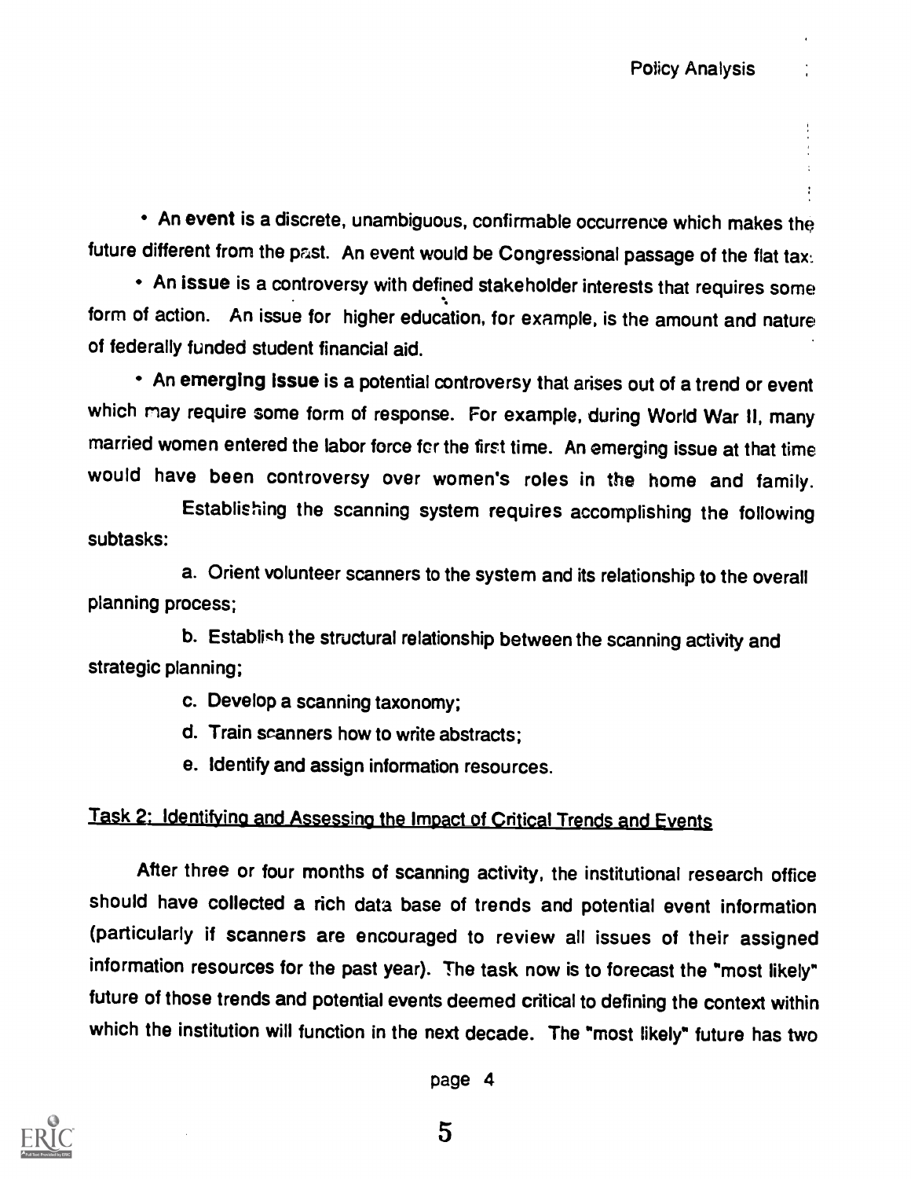- An **event** is a discrete, unambiguous, confirmable occurrence which makes the future different from the past. An event would be Congressional passage of the flat tax.
- An **issue** is a controversy with defined stakeholder interests that requires some form of action. An issue for higher education, for example, is the amount and nature of federally funded student financial aid.
- An **emerging issue** is a potential controversy that arises out of a trend or event which may require some form of response. For example, during World War II, many married women entered the labor force for the first time. An emerging issue at that time would have been controversy over women's roles in the home and family.

Establishing the scanning system requires accomplishing the following subtasks:

a. Orient volunteer scanners to the system and its relationship to the overall planning process;

b. Establish the structural relationship between the scanning activity and strategic planning;

c. Develop a scanning taxonomy;

d. Train scanners how to write abstracts;

e. Identify and assign information resources.

## Task 2: Identifying and Assessing the Impact of Critical Trends and Events

After three or four months of scanning activity, the institutional research office should have collected a rich data base of trends and potential event information (particularly if scanners are encouraged to review all issues of their assigned information resources for the past year). The task now is to forecast the "most likely" future of those trends and potential events deemed critical to defining the context within which the institution will function in the next decade. The "most likely" future has two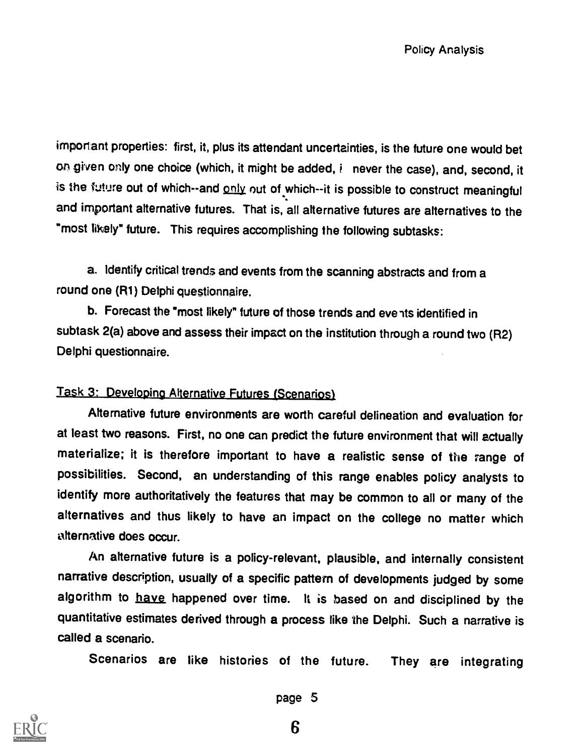important properties: first, it, plus its attendant uncertainties, is the future one would bet on given only one choice (which, it might be added, i never the case), and, second, it is the future out of which--and only out of which--it is possible to construct meaningful and important alternative futures. That is, all alternative futures are alternatives to the "most likely" future. This requires accomplishing the following subtasks:

a. Identify critical trends and events from the scanning abstracts and from a round one (R1) Delphi questionnaire.

b. Forecast the "most likely" future of those trends and events identified in subtask 2(a) above and assess their impact on the institution through a round two (R2) Delphi questionnaire.

## Task 3: Developing Alternative Futures (Scenarios)

Alternative future environments are worth careful delineation and evaluation for at least two reasons. First, no one can predict the future environment that will actually materialize; it is therefore important to have a realistic sense of the range of possibilities. Second, an understanding of this range enables policy analysts to identify more authoritatively the features that may be common to all or many of the alternatives and thus likely to have an impact on the college no matter which alternative does occur.

An alternative future is a policy-relevant, plausible, and internally consistent narrative description, usually of a specific pattern of developments judged by some algorithm to have happened over time. It is based on and disciplined by the quantitative estimates derived through a process like the Delphi. Such a narrative is called a scenario.

Scenarios are like histories of the future. They are integrating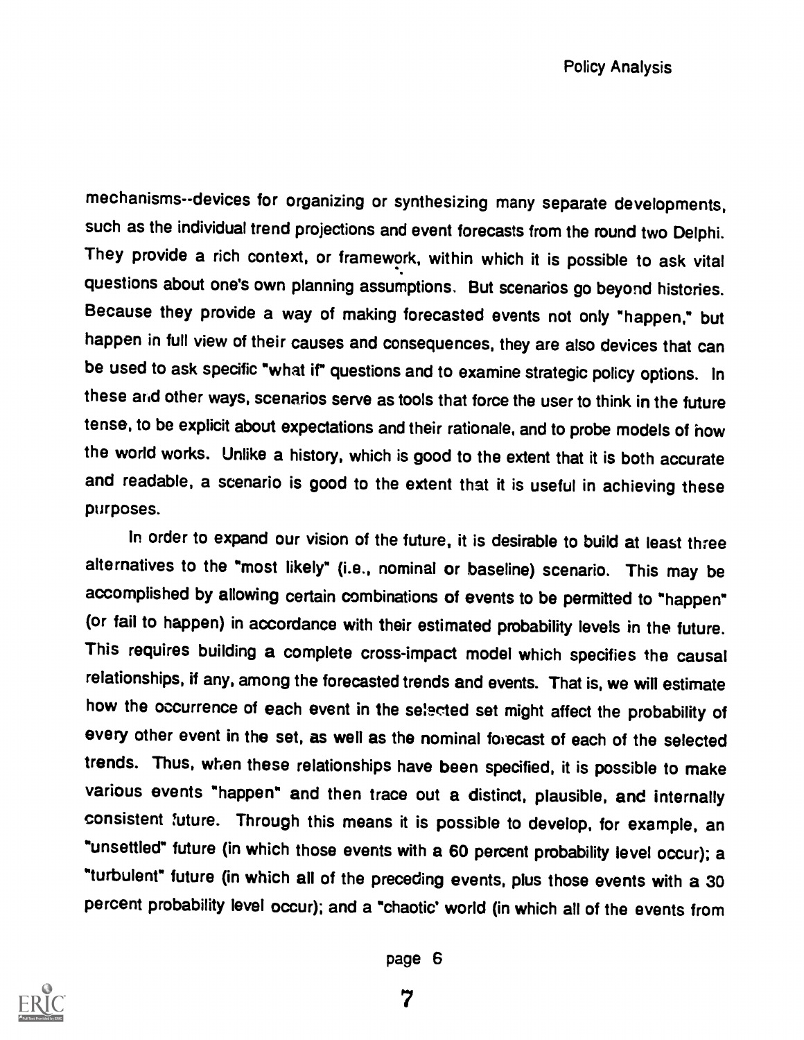mechanisms--devices for organizing or synthesizing many separate developments, such as the individual trend projections and event forecasts from the round two Delphi. They provide a rich context, or framework, within which it is possible to ask vital questions about one's own planning assumptions. But scenarios go beyond histories. Because they provide a way of making forecasted events not only "happen," but happen in full view of their causes and consequences, they are also devices that can be used to ask specific "what if" questions and to examine strategic policy options. In these and other ways, scenarios serve as tools that force the user to think in the future tense, to be explicit about expectations and their rationale, and to probe models of how the world works. Unlike a history, which is good to the extent that it is both accurate and readable, a scenario is good to the extent that it is useful in achieving these purposes.

In order to expand our vision of the future, it is desirable to build at least three alternatives to the "most likely" (i.e., nominal or baseline) scenario. This may be accomplished by allowing certain combinations of events to be permitted to "happen" (or fail to happen) in accordance with their estimated probability levels in the future. This requires building a complete cross-impact model which specifies the causal relationships, if any, among the forecasted trends and events. That is, we will estimate how the occurrence of each event in the selected set might affect the probability of every other event in the set, as well as the nominal forecast of each of the selected trends. Thus, when these relationships have been specified, it is possible to make various events "happen" and then trace out a distinct, plausible, and internally consistent future. Through this means it is possible to develop, for example, an "unsettled" future (in which those events with a 60 percent probability level occur); a "turbulent" future (in which all of the preceding events, plus those events with a 30 percent probability level occur); and a "chaotic' world (in which all of the events from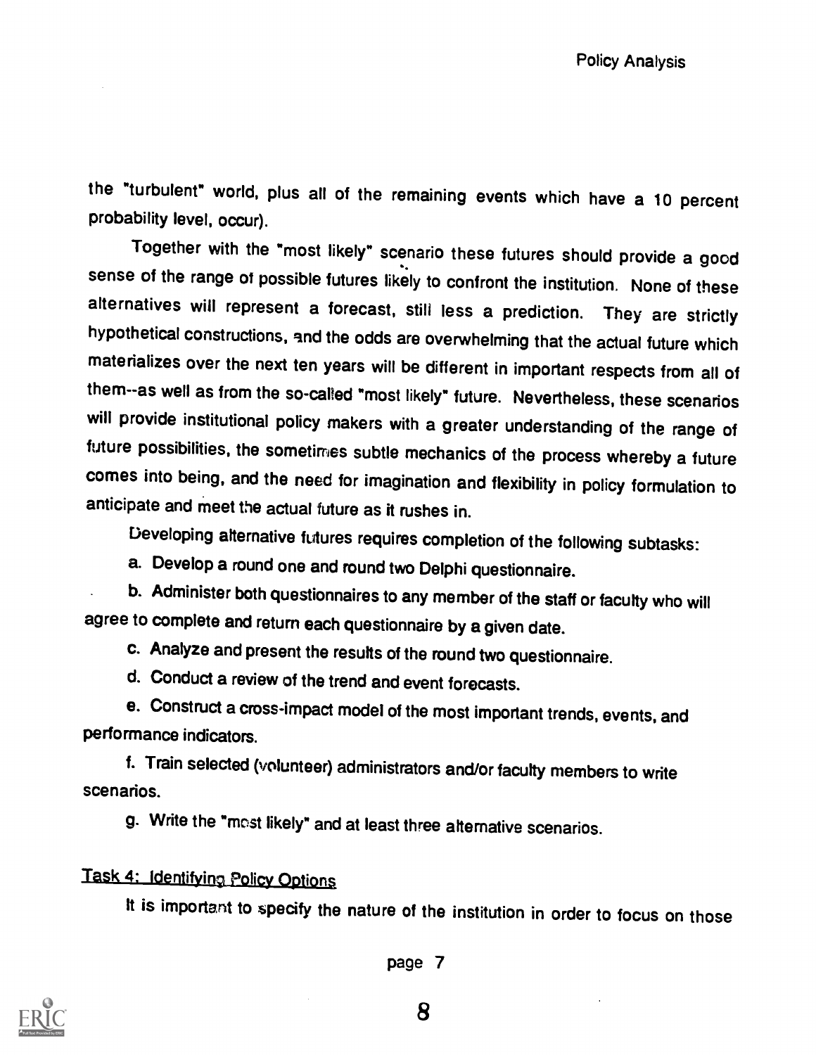the "turbulent" world, plus all of the remaining events which have a 10 percent probability level, occur).

Together with the "most likely" scenario these futures should provide a good sense of the range of possible futures likely to confront the institution. None of these alternatives will represent a forecast, still less a prediction. They are strictly hypothetical constructions, and the odds are overwhelming that the actual future which materializes over the next ten years will be different in important respects from all of them--as well as from the so-called "most likely" future. Nevertheless, these scenarios will provide institutional policy makers with a greater understanding of the range of future possibilities, the sometimes subtle mechanics of the process whereby a future comes into being, and the need for imagination and flexibility in policy formulation to anticipate and meet the actual future as it rushes in.

Developing alternative futures requires completion of the following subtasks:

a. Develop a round one and round two Delphi questionnaire.

b. Administer both questionnaires to any member of the staff or faculty who will agree to complete and return each questionnaire by a given date.

c. Analyze and present the results of the round two questionnaire.

d. Conduct a review of the trend and event forecasts.

e. Construct a cross-impact model of the most important trends, events, and performance indicators.

f. Train selected (volunteer) administrators and/or faculty members to write scenarios.

g. Write the "most likely" and at least three alternative scenarios.

### Task 4: Identifying Policy Options

It is important to specify the nature of the institution in order to focus on those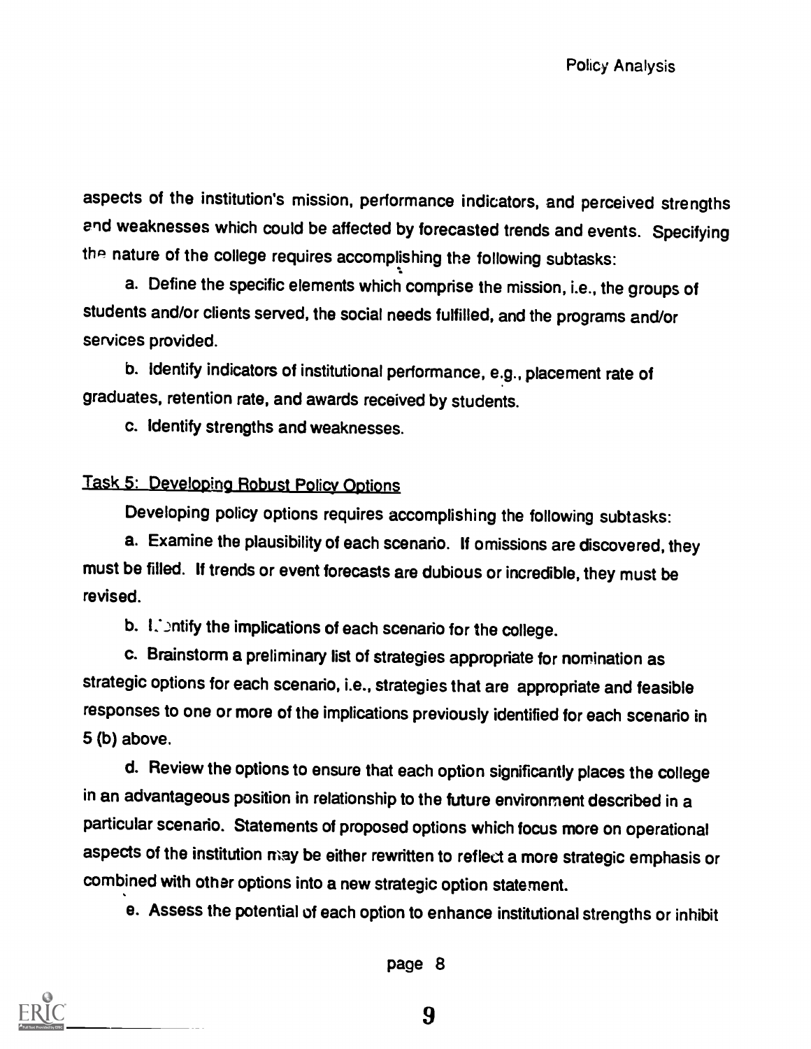aspects of the institution's mission, performance indicators, and perceived strengths and weaknesses which could be affected by forecasted trends and events. Specifying the nature of the college requires accomplishing the following subtasks:

a. Define the specific elements which comprise the mission, i.e., the groups of students and/or clients served, the social needs fulfilled, and the programs and/or services provided.

b. Identify indicators of institutional performance, e.g., placement rate of graduates, retention rate, and awards received by students.

c. Identify strengths and weaknesses.

## Task 5: Developing Robust Policy Options

Developing policy options requires accomplishing the following subtasks:

a. Examine the plausibility of each scenario. If omissions are discovered, they must be filled. If trends or event forecasts are dubious or incredible, they must be revised.

b. Identify the implications of each scenario for the college.

c. Brainstorm a preliminary list of strategies appropriate for nomination as strategic options for each scenario, i.e., strategies that are appropriate and feasible responses to one or more of the implications previously identified for each scenario in 5 (b) above.

d. Review the options to ensure that each option significantly places the college in an advantageous position in relationship to the future environment described in a particular scenario. Statements of proposed options which focus more on operational aspects of the institution may be either rewritten to reflect a more strategic emphasis or combined with other options into a new strategic option statement.

e. Assess the potential of each option to enhance institutional strengths or inhibit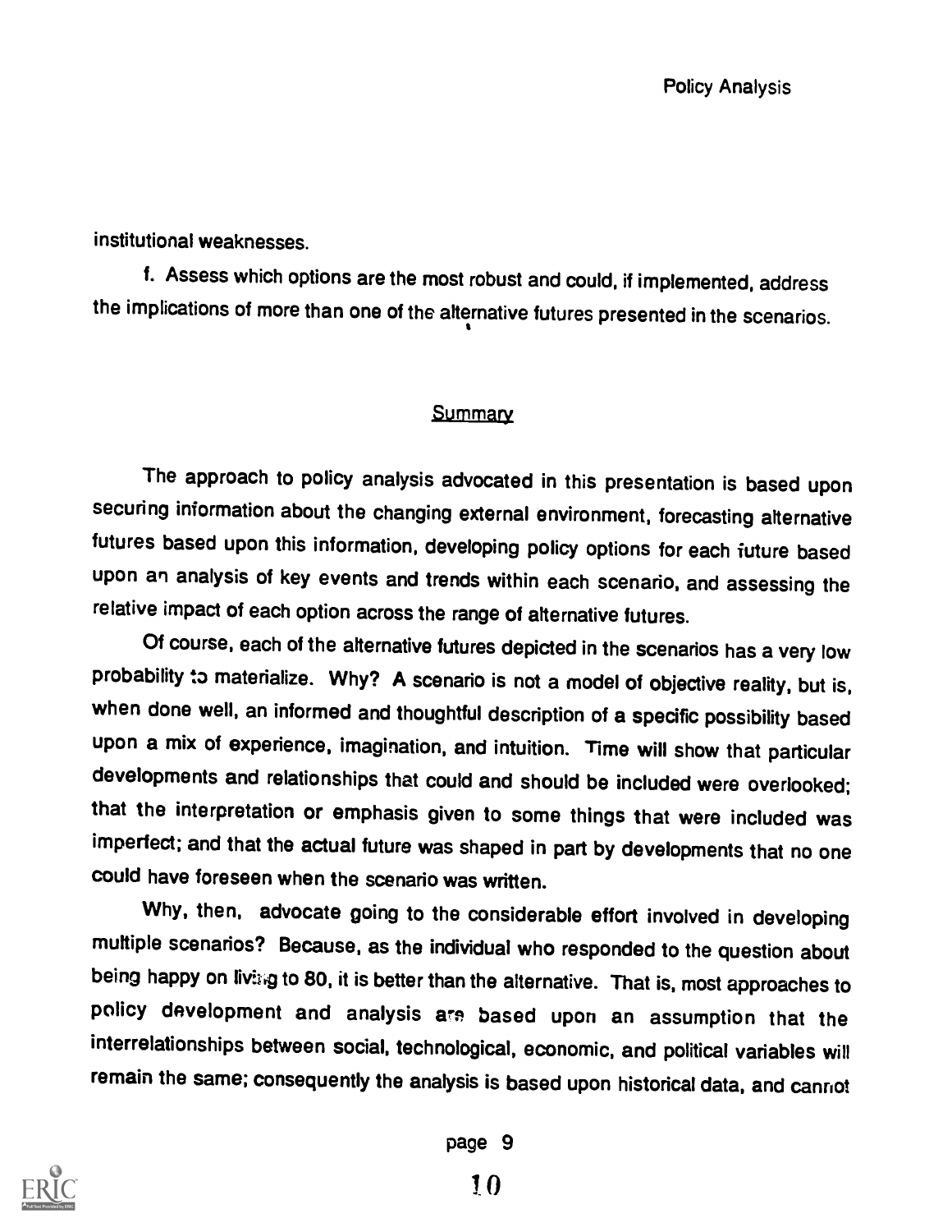institutional weaknesses.

f. Assess which options are the most robust and could, if implemented, address the implications of more than one of the alternative futures presented in the scenarios.

## Summary

The approach to policy analysis advocated in this presentation is based upon securing information about the changing external environment, forecasting alternative futures based upon this information, developing policy options for each future based upon an analysis of key events and trends within each scenario, and assessing the relative impact of each option across the range of alternative futures.

Of course, each of the alternative futures depicted in the scenarios has a very low probability to materialize. Why? A scenario is not a model of objective reality, but is, when done well, an informed and thoughtful description of a specific possibility based upon a mix of experience, imagination, and intuition. Time will show that particular developments and relationships that could and should be included were overlooked; that the interpretation or emphasis given to some things that were included was imperfect; and that the actual future was shaped in part by developments that no one could have foreseen when the scenario was written.

Why, then, advocate going to the considerable effort involved in developing multiple scenarios? Because, as the individual who responded to the question about being happy on living to 80, it is better than the alternative. That is, most approaches to policy development and analysis are based upon an assumption that the interrelationships between social, technological, economic, and political variables will remain the same; consequently the analysis is based upon historical data, and cannot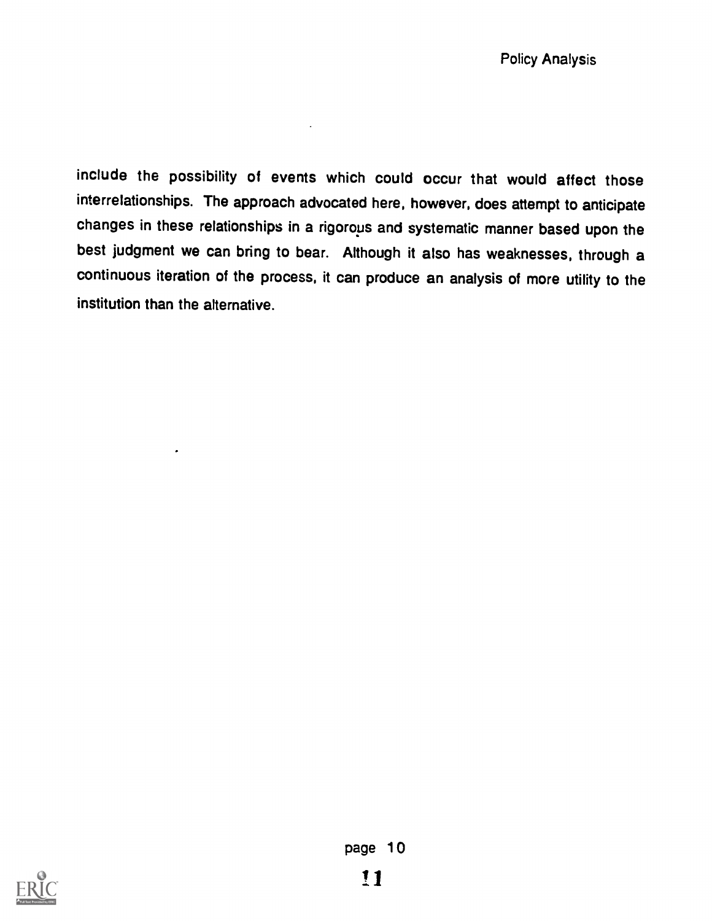include the possibility of events which could occur that would affect those interrelationships. The approach advocated here, however, does attempt to anticipate changes in these relationships in a rigorous and systematic manner based upon the best judgment we can bring to bear. Although it also has weaknesses, through a continuous iteration of the process, it can produce an analysis of more utility to the institution than the alternative.